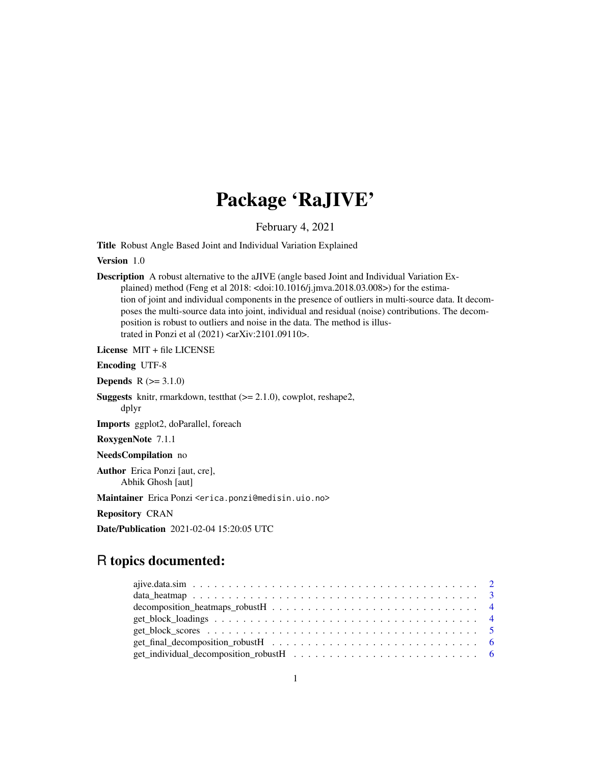# Package 'RaJIVE'

February 4, 2021

**Title** Robust Angle Based Joint and Individual Variation Explained

**Version** 1.0

**Description** A robust alternative to the aJIVE (angle based Joint and Individual Variation Explained) method (Feng et al 2018: <doi:10.1016/j.jmva.2018.03.008>) for the estimation of joint and individual components in the presence of outliers in multi-source data. It decomposes the multi-source data into joint, individual and residual (noise) contributions. The decomposition is robust to outliers and noise in the data. The method is illustrated in Ponzi et al (2021) <arXiv:2101.09110>.

**License** MIT + file LICENSE

**Encoding** UTF-8

**Depends** R (>= 3.1.0)

**Suggests** knitr, rmarkdown, testthat (>= 2.1.0), cowplot, reshape2, dplyr

**Imports** ggplot2, doParallel, foreach

**RoxygenNote** 7.1.1

**NeedsCompilation** no

**Author** Erica Ponzi [aut, cre], Abhik Ghosh [aut]

**Maintainer** Erica Ponzi <erica.ponzi@medisin.uio.no>

**Repository** CRAN

**Date/Publication** 2021-02-04 15:20:05 UTC

## R topics documented:

- ajive.data.sim . . . . . . . . . . . . . . . . . . . . . . . . . . . . . . . . . . . . . . . . . 2
- data_heatmap . . . . . . . . . . . . . . . . . . . . . . . . . . . . . . . . . . . . . . . . . 3
- decomposition_heatmaps_robustH . . . . . . . . . . . . . . . . . . . . . . . . . . . . . . 4
- get_block_loadings . . . . . . . . . . . . . . . . . . . . . . . . . . . . . . . . . . . . . . 4
- get_block_scores . . . . . . . . . . . . . . . . . . . . . . . . . . . . . . . . . . . . . . . . 5
- get_final_decomposition_robustH . . . . . . . . . . . . . . . . . . . . . . . . . . . . . . 6
- get_individual_decomposition_robustH . . . . . . . . . . . . . . . . . . . . . . . . . . . 6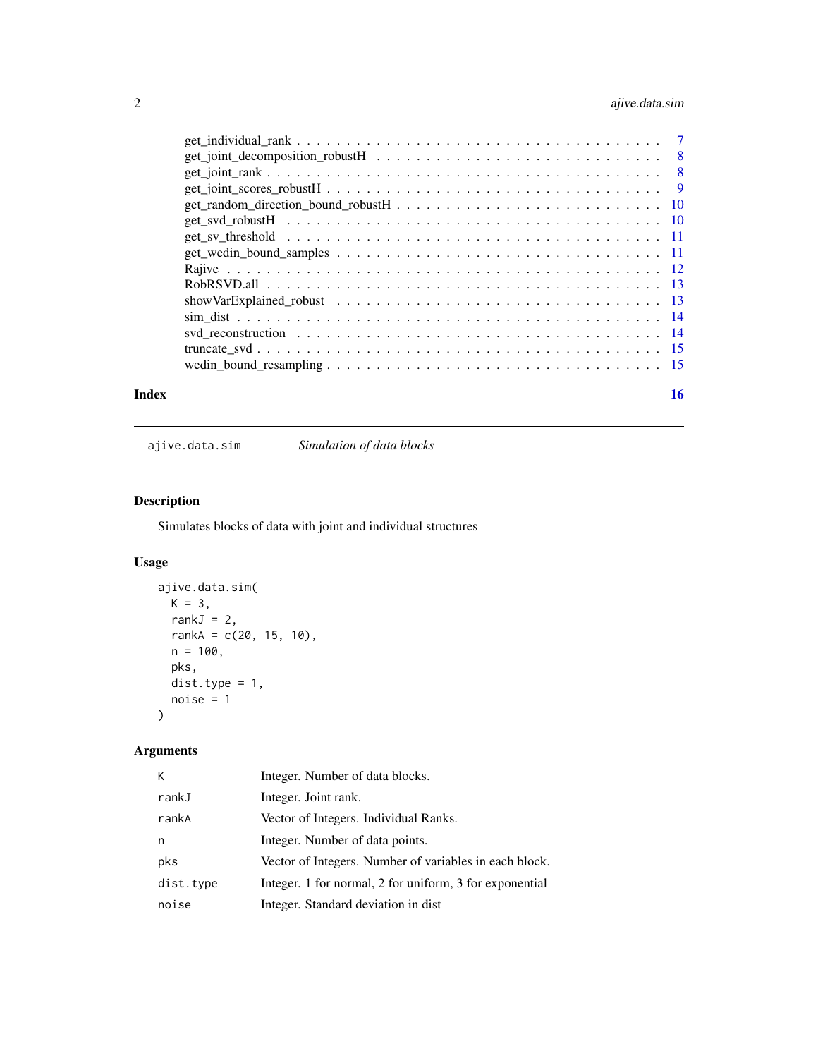get_individual_rank . . . . . . . . . . . . . . . . . . . . . . . . . . . . . . . . . . 7
get_joint_decomposition_robustH . . . . . . . . . . . . . . . . . . . . . . . . . . . . 8
get_joint_rank . . . . . . . . . . . . . . . . . . . . . . . . . . . . . . . . . . . . . 8
get_joint_scores_robustH . . . . . . . . . . . . . . . . . . . . . . . . . . . . . . . 9
get_random_direction_bound_robustH . . . . . . . . . . . . . . . . . . . . . . . . . 10
get_svd_robustH . . . . . . . . . . . . . . . . . . . . . . . . . . . . . . . . . . . 10
get_sv_threshold . . . . . . . . . . . . . . . . . . . . . . . . . . . . . . . . . . . 11
get_wedin_bound_samples . . . . . . . . . . . . . . . . . . . . . . . . . . . . . . . 11
Rajive . . . . . . . . . . . . . . . . . . . . . . . . . . . . . . . . . . . . . . . . . 12
RobRSVD.all . . . . . . . . . . . . . . . . . . . . . . . . . . . . . . . . . . . . . . 13
showVarExplained_robust . . . . . . . . . . . . . . . . . . . . . . . . . . . . . . . 13
sim_dist . . . . . . . . . . . . . . . . . . . . . . . . . . . . . . . . . . . . . . . . 14
svd_reconstruction . . . . . . . . . . . . . . . . . . . . . . . . . . . . . . . . . . 14
truncate_svd . . . . . . . . . . . . . . . . . . . . . . . . . . . . . . . . . . . . . . 15
wedin_bound_resampling . . . . . . . . . . . . . . . . . . . . . . . . . . . . . . . . 15

**Index** **16**

---

`ajive.data.sim` *Simulation of data blocks*

---

### Description

Simulates blocks of data with joint and individual structures

### Usage

```
ajive.data.sim(
  K = 3,
  rankJ = 2,
  rankA = c(20, 15, 10),
  n = 100,
  pks,
  dist.type = 1,
  noise = 1
)
```

### Arguments

| | |
|---|---|
| `K` | Integer. Number of data blocks. |
| `rankJ` | Integer. Joint rank. |
| `rankA` | Vector of Integers. Individual Ranks. |
| `n` | Integer. Number of data points. |
| `pks` | Vector of Integers. Number of variables in each block. |
| `dist.type` | Integer. 1 for normal, 2 for uniform, 3 for exponential |
| `noise` | Integer. Standard deviation in dist |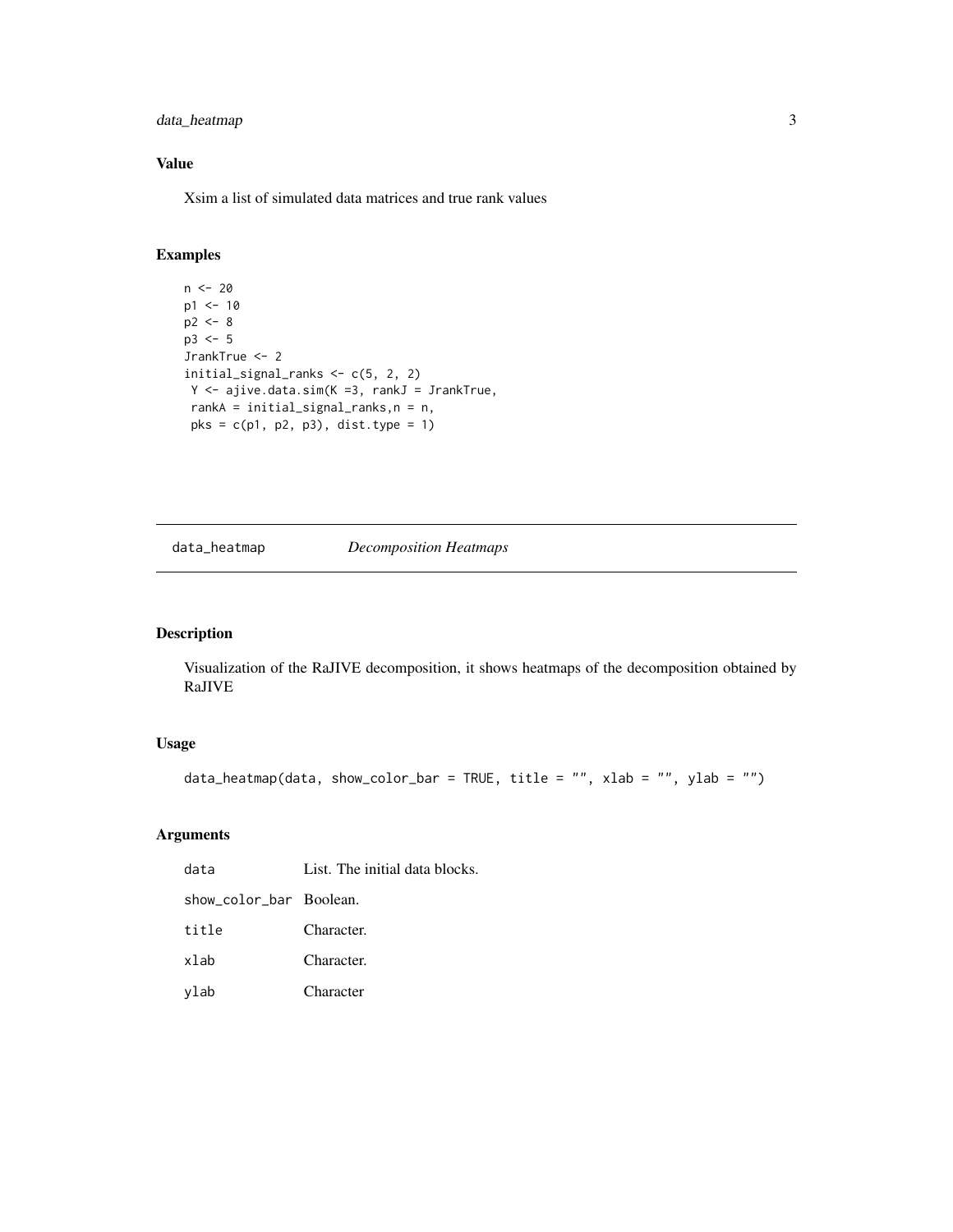## Value

Xsim a list of simulated data matrices and true rank values

## Examples

```
n <- 20
p1 <- 10
p2 <- 8
p3 <- 5
JrankTrue <- 2
initial_signal_ranks <- c(5, 2, 2)
 Y <- ajive.data.sim(K =3, rankJ = JrankTrue,
 rankA = initial_signal_ranks,n = n,
 pks = c(p1, p2, p3), dist.type = 1)
```

---

# data_heatmap *Decomposition Heatmaps*

---

## Description

Visualization of the RaJIVE decomposition, it shows heatmaps of the decomposition obtained by RaJIVE

## Usage

```
data_heatmap(data, show_color_bar = TRUE, title = "", xlab = "", ylab = "")
```

## Arguments

| | |
|---|---|
| data | List. The initial data blocks. |
| show_color_bar | Boolean. |
| title | Character. |
| xlab | Character. |
| ylab | Character |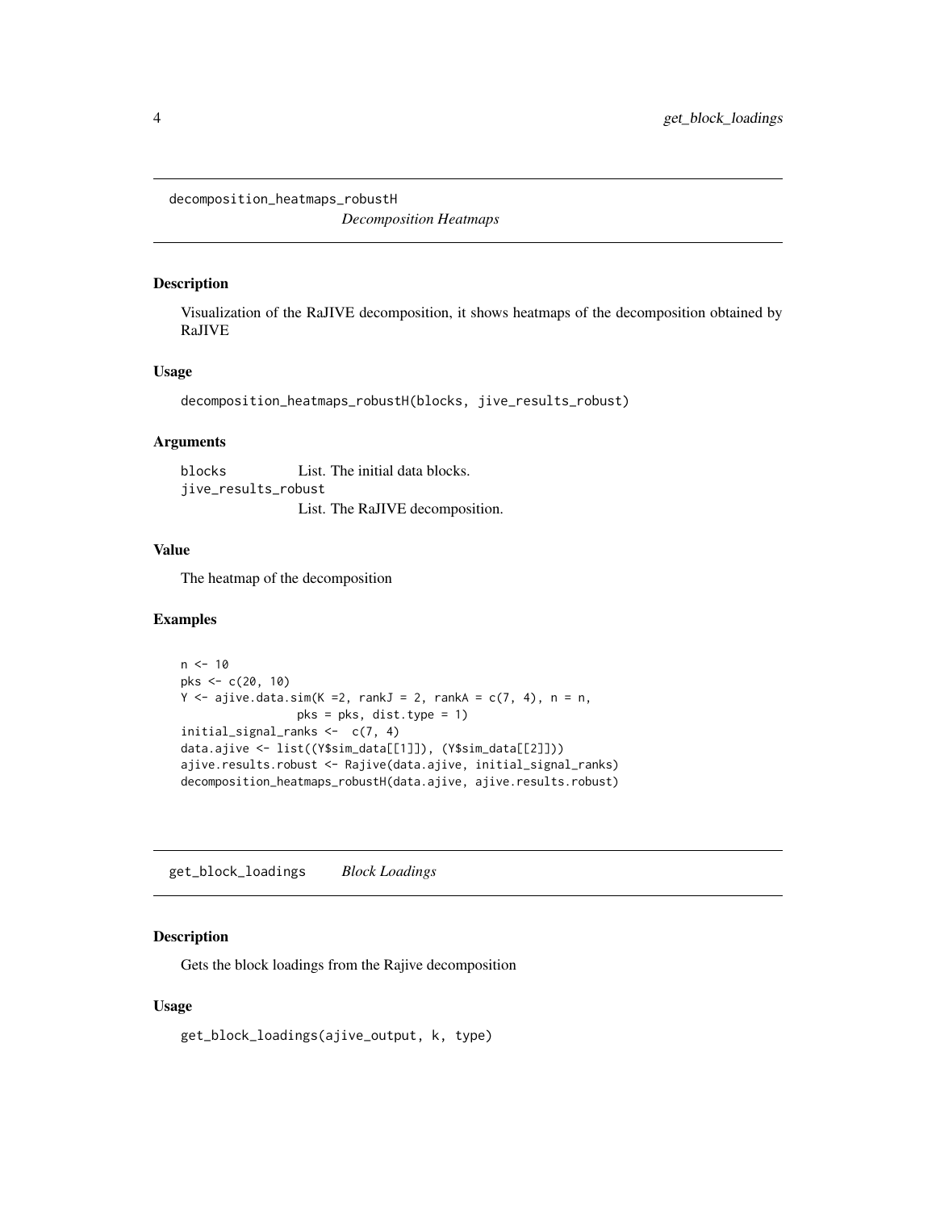## decomposition_heatmaps_robustH *Decomposition Heatmaps*

### Description

Visualization of the RaJIVE decomposition, it shows heatmaps of the decomposition obtained by RaJIVE

### Usage

```
decomposition_heatmaps_robustH(blocks, jive_results_robust)
```

### Arguments

| | |
|---|---|
| blocks | List. The initial data blocks. |
| jive_results_robust | List. The RaJIVE decomposition. |

### Value

The heatmap of the decomposition

### Examples

```
n <- 10
pks <- c(20, 10)
Y <- ajive.data.sim(K =2, rankJ = 2, rankA = c(7, 4), n = n,
                pks = pks, dist.type = 1)
initial_signal_ranks <-  c(7, 4)
data.ajive <- list((Y$sim_data[[1]]), (Y$sim_data[[2]]))
ajive.results.robust <- Rajive(data.ajive, initial_signal_ranks)
decomposition_heatmaps_robustH(data.ajive, ajive.results.robust)
```

## get_block_loadings *Block Loadings*

### Description

Gets the block loadings from the Rajive decomposition

### Usage

```
get_block_loadings(ajive_output, k, type)
```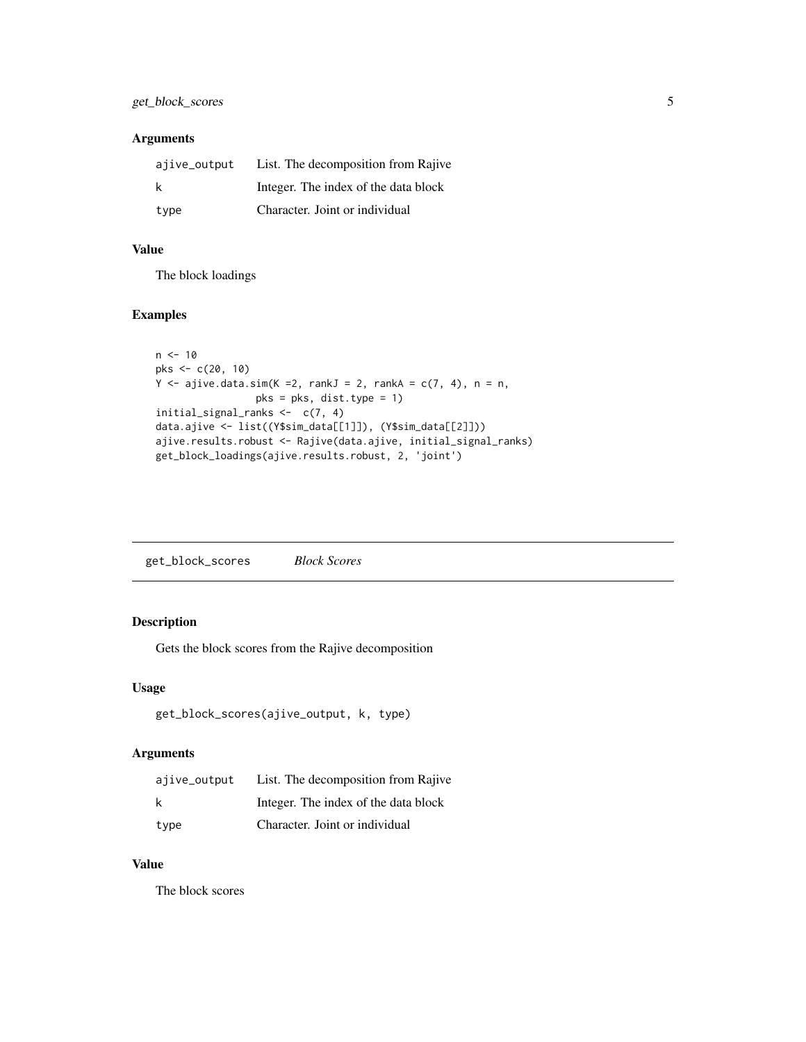### Arguments

| | |
|---|---|
| `ajive_output` | List. The decomposition from Rajive |
| `k` | Integer. The index of the data block |
| `type` | Character. Joint or individual |

### Value

The block loadings

### Examples

```
n <- 10
pks <- c(20, 10)
Y <- ajive.data.sim(K =2, rankJ = 2, rankA = c(7, 4), n = n,
                 pks = pks, dist.type = 1)
initial_signal_ranks <-  c(7, 4)
data.ajive <- list((Y$sim_data[[1]]), (Y$sim_data[[2]]))
ajive.results.robust <- Rajive(data.ajive, initial_signal_ranks)
get_block_loadings(ajive.results.robust, 2, 'joint')
```

---

## get_block_scores    *Block Scores*

---

### Description

Gets the block scores from the Rajive decomposition

### Usage

```
get_block_scores(ajive_output, k, type)
```

### Arguments

| | |
|---|---|
| `ajive_output` | List. The decomposition from Rajive |
| `k` | Integer. The index of the data block |
| `type` | Character. Joint or individual |

### Value

The block scores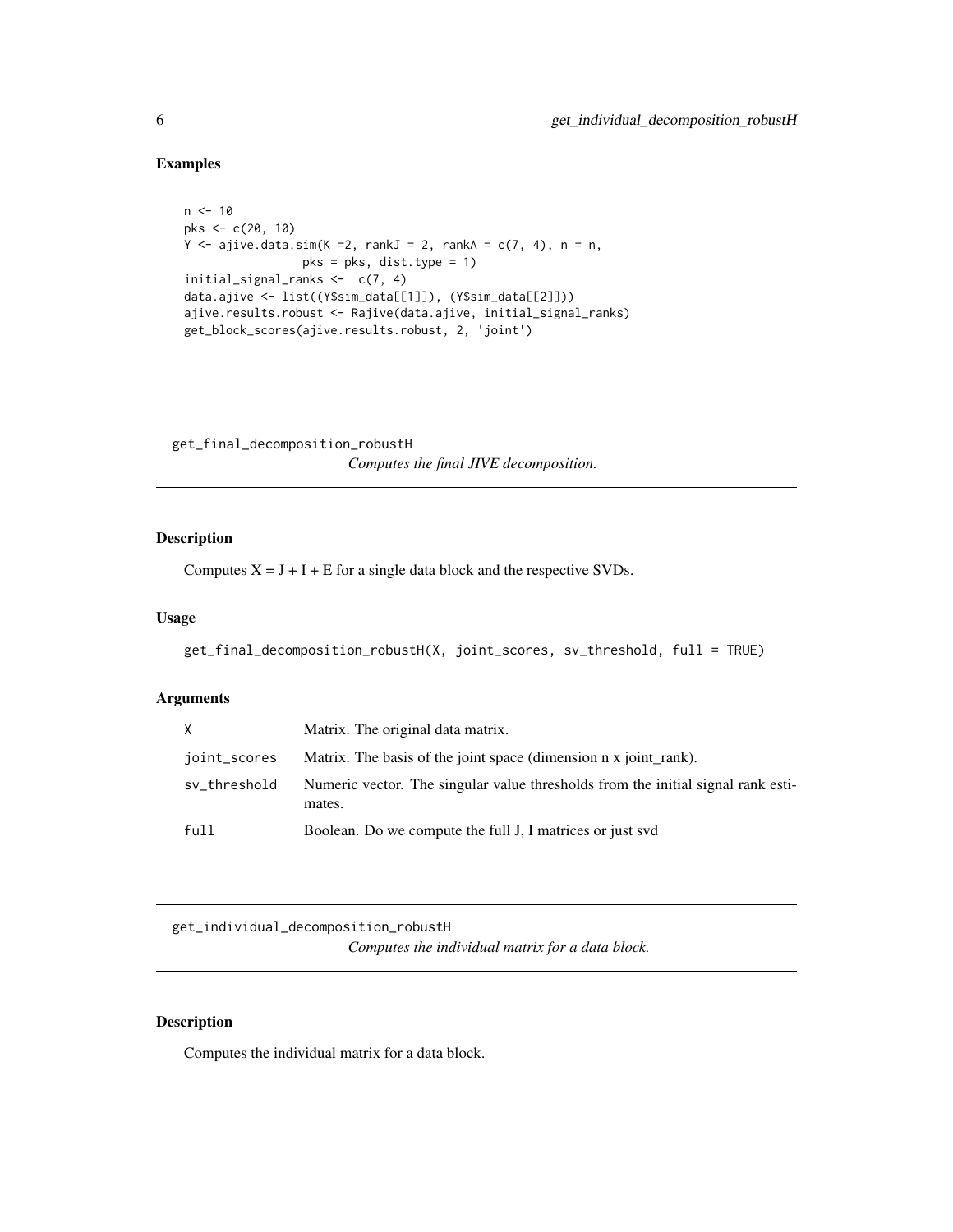## Examples

```
n <- 10
pks <- c(20, 10)
Y <- ajive.data.sim(K =2, rankJ = 2, rankA = c(7, 4), n = n,
                pks = pks, dist.type = 1)
initial_signal_ranks <-  c(7, 4)
data.ajive <- list((Y$sim_data[[1]]), (Y$sim_data[[2]]))
ajive.results.robust <- Rajive(data.ajive, initial_signal_ranks)
get_block_scores(ajive.results.robust, 2, 'joint')
```

---

# get_final_decomposition_robustH

*Computes the final JIVE decomposition.*

### Description

Computes X = J + I + E for a single data block and the respective SVDs.

### Usage

```
get_final_decomposition_robustH(X, joint_scores, sv_threshold, full = TRUE)
```

### Arguments

| | |
|---|---|
| X | Matrix. The original data matrix. |
| joint_scores | Matrix. The basis of the joint space (dimension n x joint_rank). |
| sv_threshold | Numeric vector. The singular value thresholds from the initial signal rank estimates. |
| full | Boolean. Do we compute the full J, I matrices or just svd |

---

# get_individual_decomposition_robustH

*Computes the individual matrix for a data block.*

### Description

Computes the individual matrix for a data block.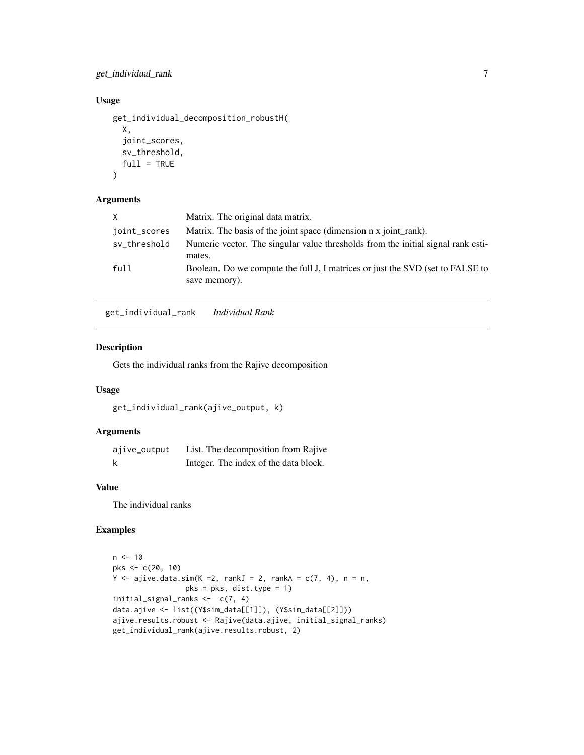### Usage

```
get_individual_decomposition_robustH(
  X,
  joint_scores,
  sv_threshold,
  full = TRUE
)
```

### Arguments

| | |
|---|---|
| X | Matrix. The original data matrix. |
| joint_scores | Matrix. The basis of the joint space (dimension n x joint_rank). |
| sv_threshold | Numeric vector. The singular value thresholds from the initial signal rank estimates. |
| full | Boolean. Do we compute the full J, I matrices or just the SVD (set to FALSE to save memory). |

---

## get_individual_rank *Individual Rank*

### Description

Gets the individual ranks from the Rajive decomposition

### Usage

```
get_individual_rank(ajive_output, k)
```

### Arguments

| | |
|---|---|
| ajive_output | List. The decomposition from Rajive |
| k | Integer. The index of the data block. |

### Value

The individual ranks

### Examples

```
n <- 10
pks <- c(20, 10)
Y <- ajive.data.sim(K =2, rankJ = 2, rankA = c(7, 4), n = n,
                pks = pks, dist.type = 1)
initial_signal_ranks <-  c(7, 4)
data.ajive <- list((Y$sim_data[[1]]), (Y$sim_data[[2]]))
ajive.results.robust <- Rajive(data.ajive, initial_signal_ranks)
get_individual_rank(ajive.results.robust, 2)
```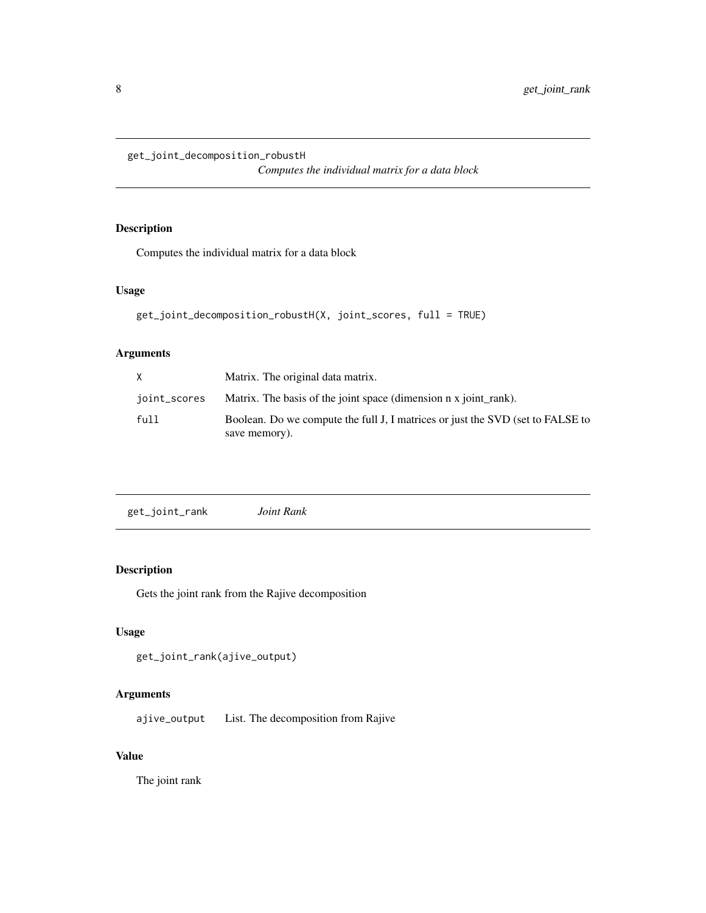## get_joint_decomposition_robustH    *Computes the individual matrix for a data block*

### Description

Computes the individual matrix for a data block

### Usage

```
get_joint_decomposition_robustH(X, joint_scores, full = TRUE)
```

### Arguments

| | |
|---|---|
| X | Matrix. The original data matrix. |
| joint_scores | Matrix. The basis of the joint space (dimension n x joint_rank). |
| full | Boolean. Do we compute the full J, I matrices or just the SVD (set to FALSE to save memory). |

## get_joint_rank    *Joint Rank*

### Description

Gets the joint rank from the Rajive decomposition

### Usage

```
get_joint_rank(ajive_output)
```

### Arguments

| | |
|---|---|
| ajive_output | List. The decomposition from Rajive |

### Value

The joint rank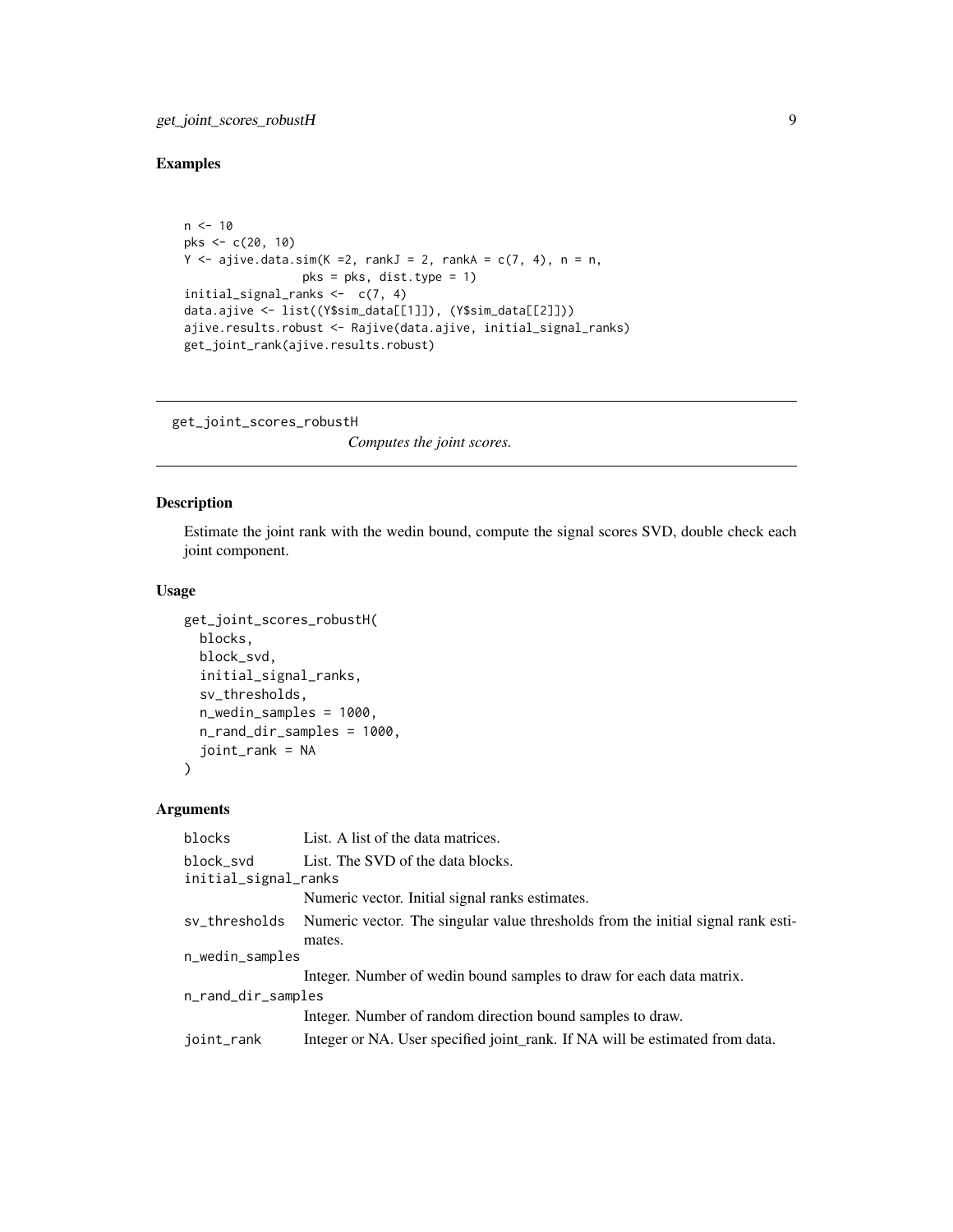## Examples

```
n <- 10
pks <- c(20, 10)
Y <- ajive.data.sim(K =2, rankJ = 2, rankA = c(7, 4), n = n,
                pks = pks, dist.type = 1)
initial_signal_ranks <-  c(7, 4)
data.ajive <- list((Y$sim_data[[1]]), (Y$sim_data[[2]]))
ajive.results.robust <- Rajive(data.ajive, initial_signal_ranks)
get_joint_rank(ajive.results.robust)
```

---

# get_joint_scores_robustH

*Computes the joint scores.*

---

## Description

Estimate the joint rank with the wedin bound, compute the signal scores SVD, double check each joint component.

## Usage

```
get_joint_scores_robustH(
  blocks,
  block_svd,
  initial_signal_ranks,
  sv_thresholds,
  n_wedin_samples = 1000,
  n_rand_dir_samples = 1000,
  joint_rank = NA
)
```

## Arguments

| | |
|---|---|
| blocks | List. A list of the data matrices. |
| block_svd | List. The SVD of the data blocks. |
| initial_signal_ranks | Numeric vector. Initial signal ranks estimates. |
| sv_thresholds | Numeric vector. The singular value thresholds from the initial signal rank estimates. |
| n_wedin_samples | Integer. Number of wedin bound samples to draw for each data matrix. |
| n_rand_dir_samples | Integer. Number of random direction bound samples to draw. |
| joint_rank | Integer or NA. User specified joint_rank. If NA will be estimated from data. |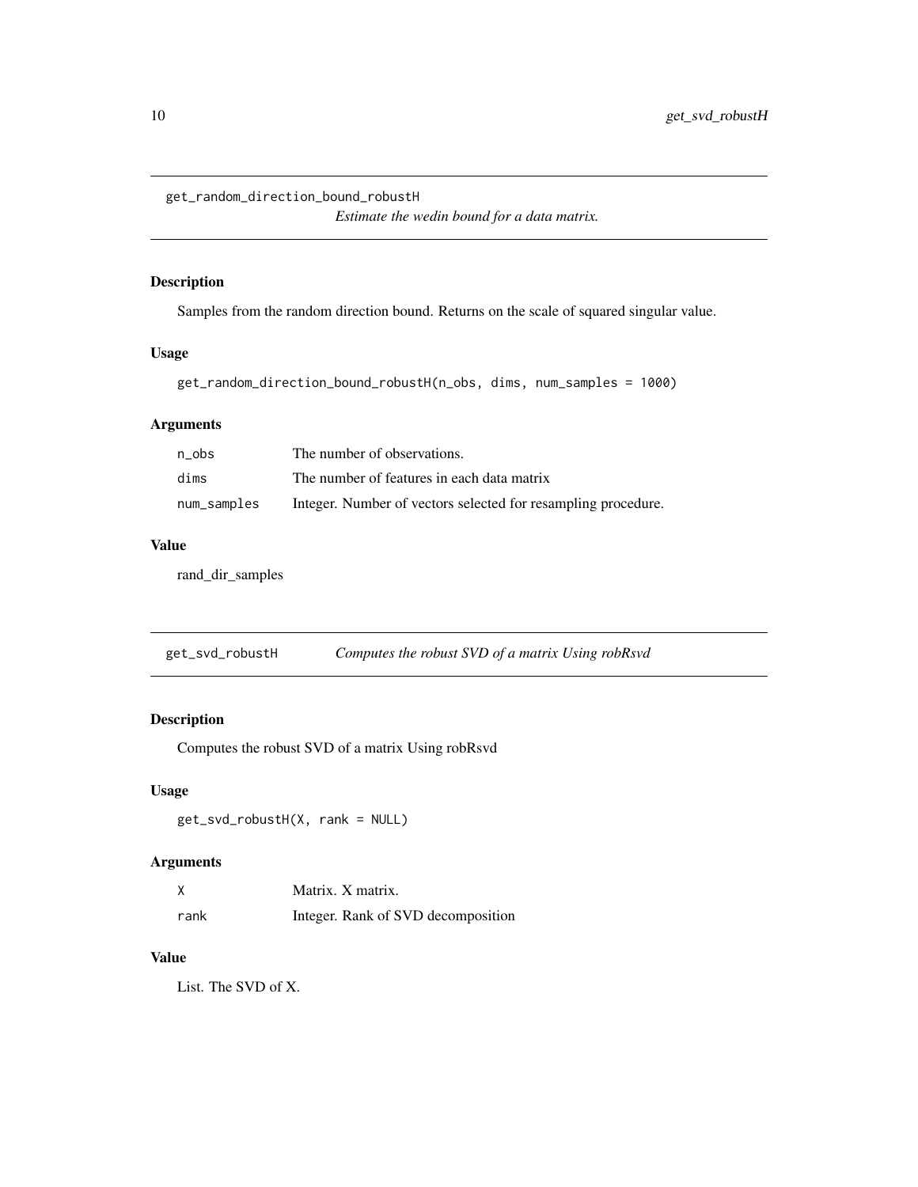## get_random_direction_bound_robustH

*Estimate the wedin bound for a data matrix.*

### Description

Samples from the random direction bound. Returns on the scale of squared singular value.

### Usage

```
get_random_direction_bound_robustH(n_obs, dims, num_samples = 1000)
```

### Arguments

| | |
|---|---|
| n_obs | The number of observations. |
| dims | The number of features in each data matrix |
| num_samples | Integer. Number of vectors selected for resampling procedure. |

### Value

rand_dir_samples

## get_svd_robustH

*Computes the robust SVD of a matrix Using robRsvd*

### Description

Computes the robust SVD of a matrix Using robRsvd

### Usage

```
get_svd_robustH(X, rank = NULL)
```

### Arguments

| | |
|---|---|
| X | Matrix. X matrix. |
| rank | Integer. Rank of SVD decomposition |

### Value

List. The SVD of X.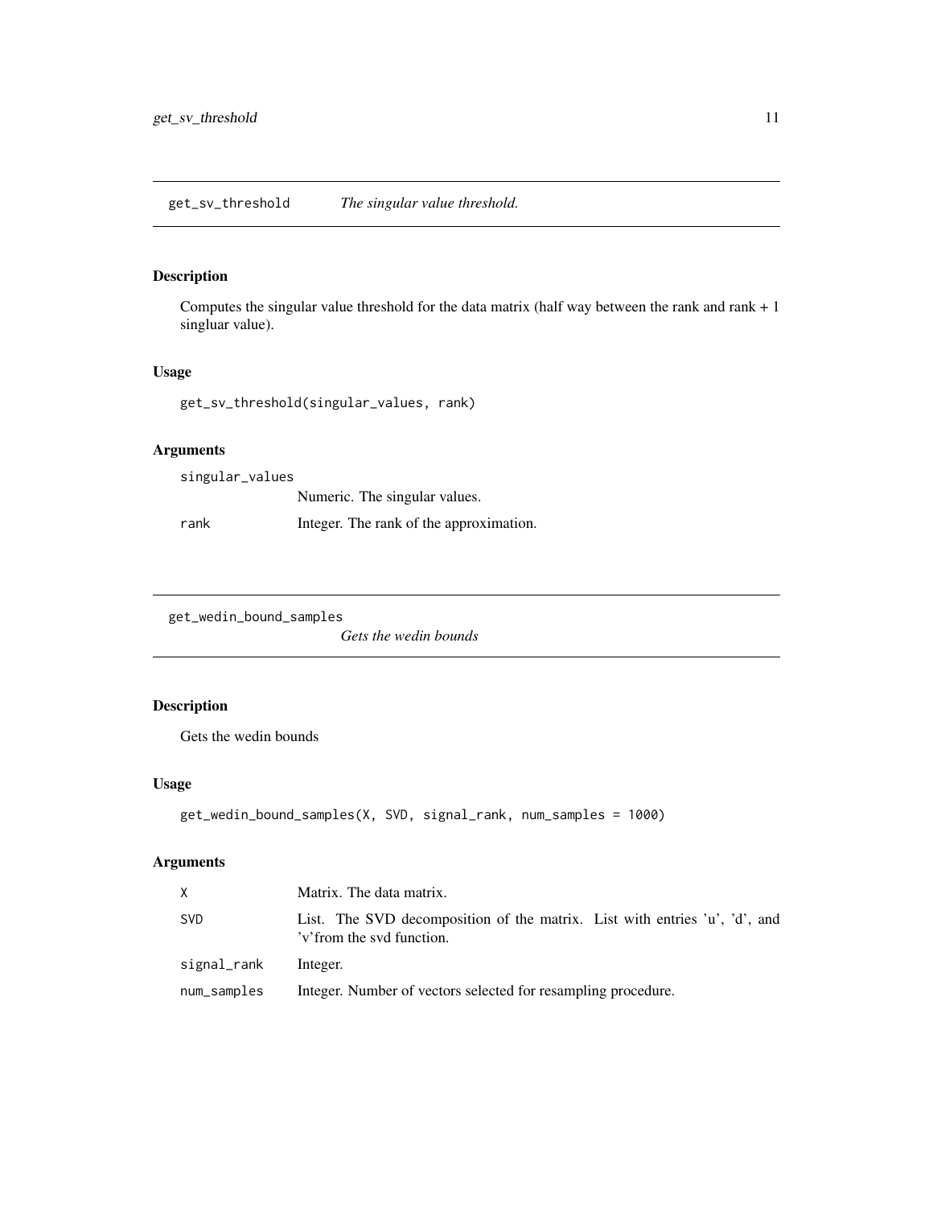## get_sv_threshold — *The singular value threshold.*

### Description

Computes the singular value threshold for the data matrix (half way between the rank and rank + 1 singluar value).

### Usage

```
get_sv_threshold(singular_values, rank)
```

### Arguments

| | |
|---|---|
| `singular_values` | Numeric. The singular values. |
| `rank` | Integer. The rank of the approximation. |

## get_wedin_bound_samples — *Gets the wedin bounds*

### Description

Gets the wedin bounds

### Usage

```
get_wedin_bound_samples(X, SVD, signal_rank, num_samples = 1000)
```

### Arguments

| | |
|---|---|
| `X` | Matrix. The data matrix. |
| `SVD` | List. The SVD decomposition of the matrix. List with entries 'u', 'd', and 'v'from the svd function. |
| `signal_rank` | Integer. |
| `num_samples` | Integer. Number of vectors selected for resampling procedure. |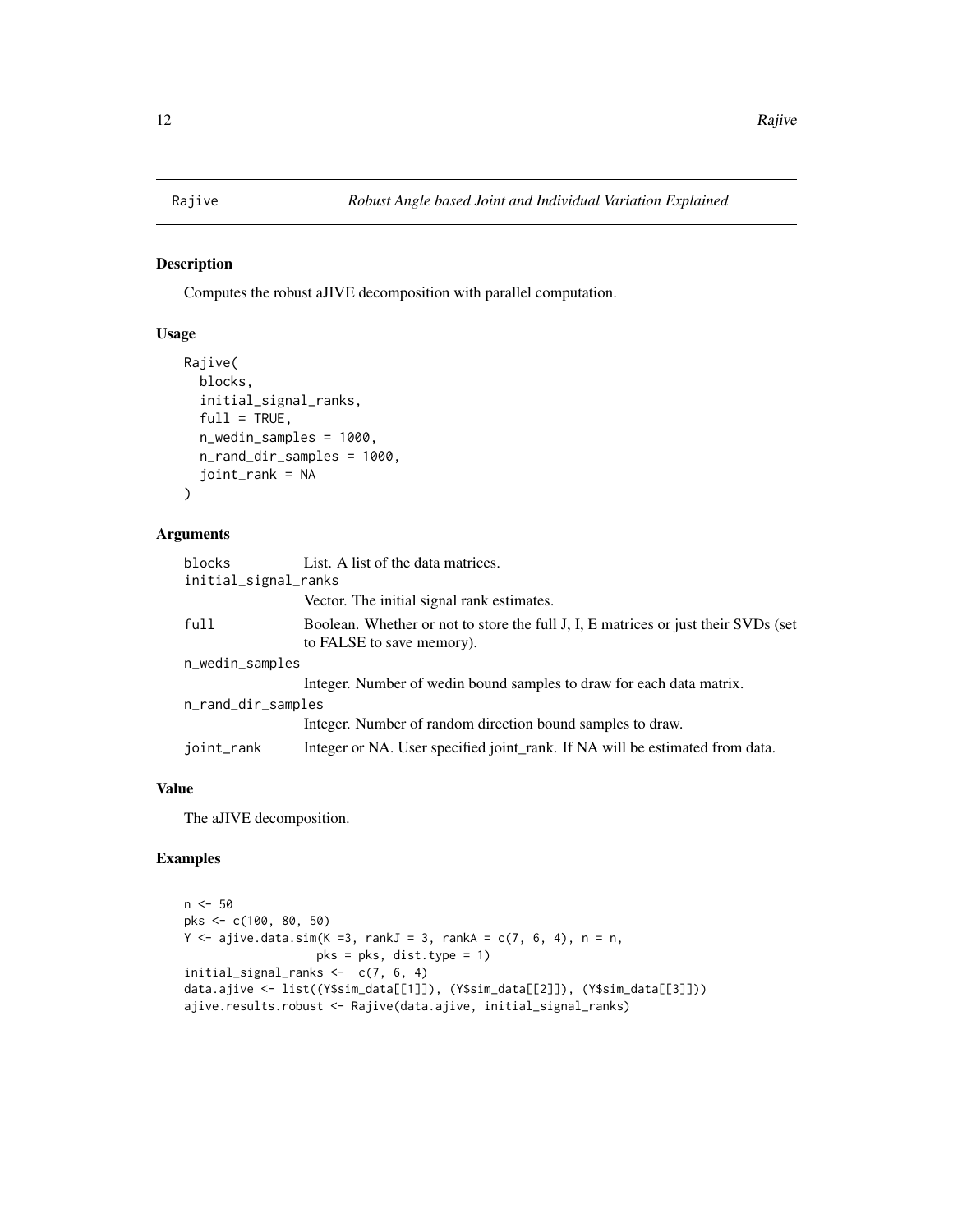# Rajive

*Robust Angle based Joint and Individual Variation Explained*

## Description

Computes the robust aJIVE decomposition with parallel computation.

## Usage

```
Rajive(
  blocks,
  initial_signal_ranks,
  full = TRUE,
  n_wedin_samples = 1000,
  n_rand_dir_samples = 1000,
  joint_rank = NA
)
```

## Arguments

| | |
|---|---|
| `blocks` | List. A list of the data matrices. |
| `initial_signal_ranks` | Vector. The initial signal rank estimates. |
| `full` | Boolean. Whether or not to store the full J, I, E matrices or just their SVDs (set to FALSE to save memory). |
| `n_wedin_samples` | Integer. Number of wedin bound samples to draw for each data matrix. |
| `n_rand_dir_samples` | Integer. Number of random direction bound samples to draw. |
| `joint_rank` | Integer or NA. User specified joint_rank. If NA will be estimated from data. |

## Value

The aJIVE decomposition.

## Examples

```
n <- 50
pks <- c(100, 80, 50)
Y <- ajive.data.sim(K =3, rankJ = 3, rankA = c(7, 6, 4), n = n,
                    pks = pks, dist.type = 1)
initial_signal_ranks <-  c(7, 6, 4)
data.ajive <- list((Y$sim_data[[1]]), (Y$sim_data[[2]]), (Y$sim_data[[3]]))
ajive.results.robust <- Rajive(data.ajive, initial_signal_ranks)
```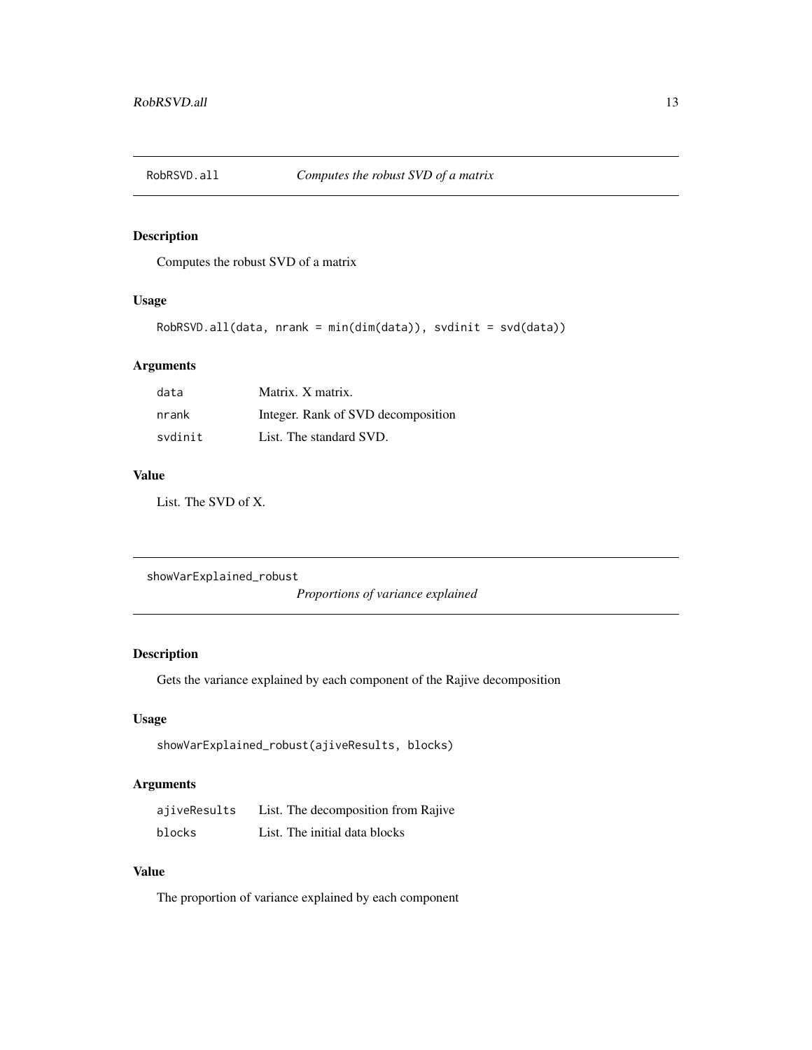## RobRSVD.all *Computes the robust SVD of a matrix*

### Description

Computes the robust SVD of a matrix

### Usage

```
RobRSVD.all(data, nrank = min(dim(data)), svdinit = svd(data))
```

### Arguments

| | |
|---|---|
| data | Matrix. X matrix. |
| nrank | Integer. Rank of SVD decomposition |
| svdinit | List. The standard SVD. |

### Value

List. The SVD of X.

## showVarExplained_robust *Proportions of variance explained*

### Description

Gets the variance explained by each component of the Rajive decomposition

### Usage

```
showVarExplained_robust(ajiveResults, blocks)
```

### Arguments

| | |
|---|---|
| ajiveResults | List. The decomposition from Rajive |
| blocks | List. The initial data blocks |

### Value

The proportion of variance explained by each component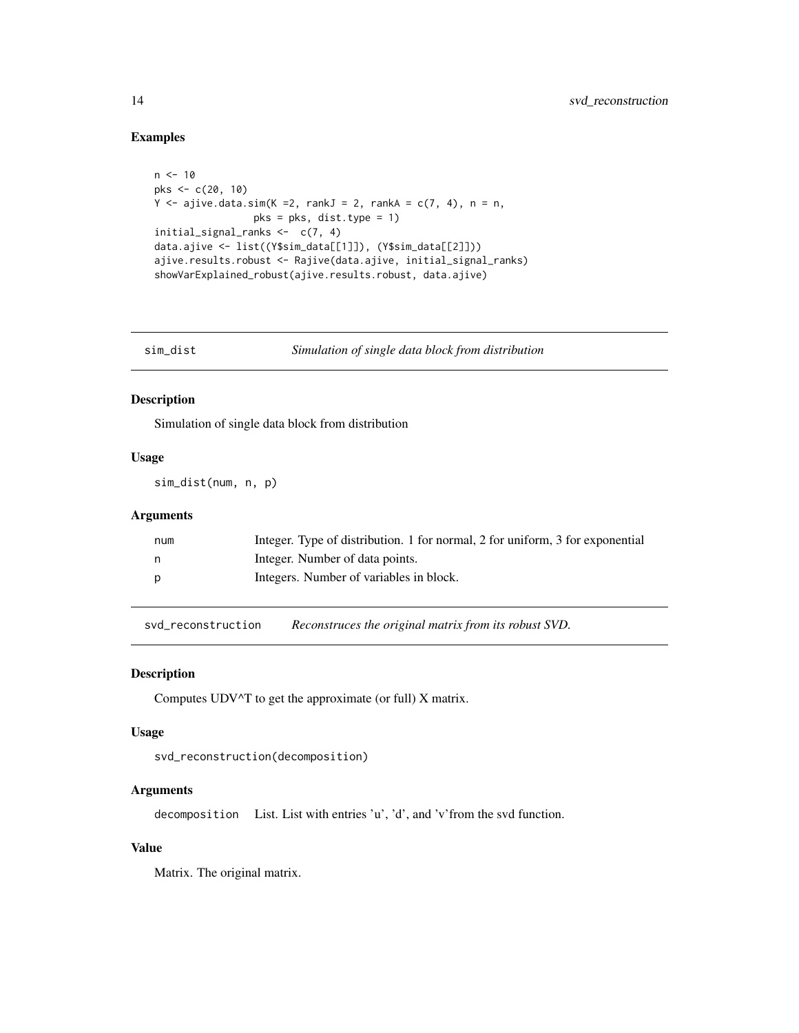## Examples

```
n <- 10
pks <- c(20, 10)
Y <- ajive.data.sim(K =2, rankJ = 2, rankA = c(7, 4), n = n,
                pks = pks, dist.type = 1)
initial_signal_ranks <-  c(7, 4)
data.ajive <- list((Y$sim_data[[1]]), (Y$sim_data[[2]]))
ajive.results.robust <- Rajive(data.ajive, initial_signal_ranks)
showVarExplained_robust(ajive.results.robust, data.ajive)
```

---

## sim_dist — *Simulation of single data block from distribution*

### Description

Simulation of single data block from distribution

### Usage

```
sim_dist(num, n, p)
```

### Arguments

| | |
|---|---|
| num | Integer. Type of distribution. 1 for normal, 2 for uniform, 3 for exponential |
| n | Integer. Number of data points. |
| p | Integers. Number of variables in block. |

---

## svd_reconstruction — *Reconstruces the original matrix from its robust SVD.*

### Description

Computes UDV^T to get the approximate (or full) X matrix.

### Usage

```
svd_reconstruction(decomposition)
```

### Arguments

| | |
|---|---|
| decomposition | List. List with entries 'u', 'd', and 'v'from the svd function. |

### Value

Matrix. The original matrix.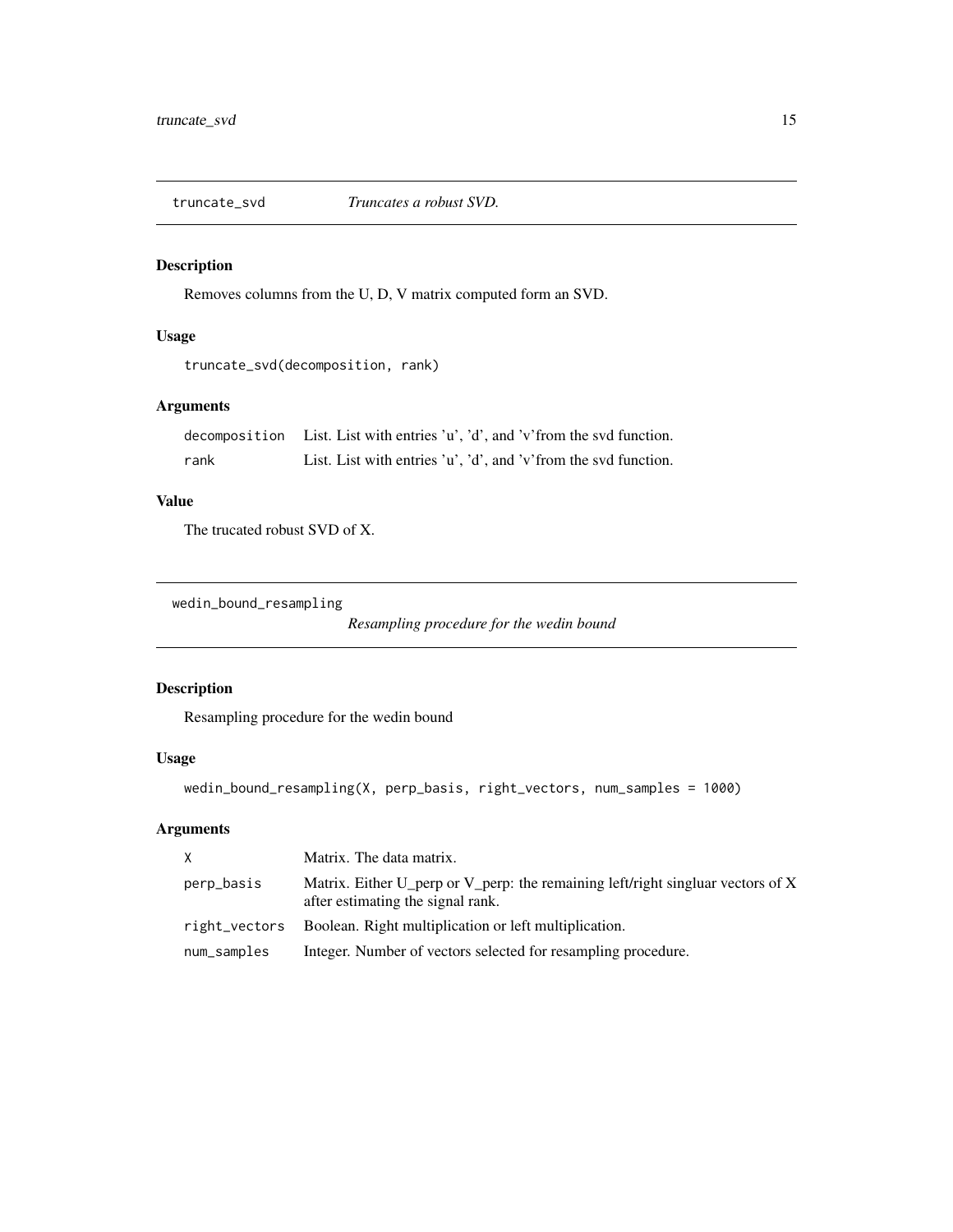## truncate_svd — *Truncates a robust SVD.*

### Description

Removes columns from the U, D, V matrix computed form an SVD.

### Usage

```
truncate_svd(decomposition, rank)
```

### Arguments

| | |
|---|---|
| decomposition | List. List with entries 'u', 'd', and 'v'from the svd function. |
| rank | List. List with entries 'u', 'd', and 'v'from the svd function. |

### Value

The trucated robust SVD of X.

## wedin_bound_resampling — *Resampling procedure for the wedin bound*

### Description

Resampling procedure for the wedin bound

### Usage

```
wedin_bound_resampling(X, perp_basis, right_vectors, num_samples = 1000)
```

### Arguments

| | |
|---|---|
| X | Matrix. The data matrix. |
| perp_basis | Matrix. Either U_perp or V_perp: the remaining left/right singluar vectors of X after estimating the signal rank. |
| right_vectors | Boolean. Right multiplication or left multiplication. |
| num_samples | Integer. Number of vectors selected for resampling procedure. |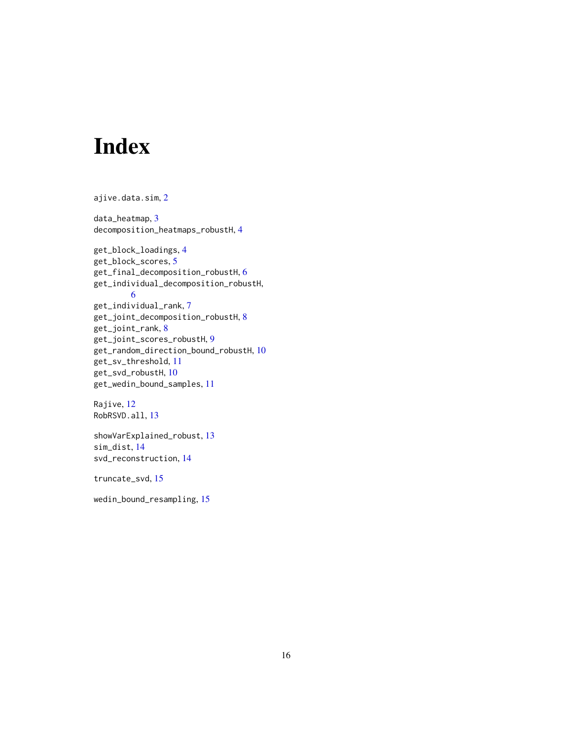# Index

ajive.data.sim, 2

data_heatmap, 3
decomposition_heatmaps_robustH, 4

get_block_loadings, 4
get_block_scores, 5
get_final_decomposition_robustH, 6
get_individual_decomposition_robustH, 6
get_individual_rank, 7
get_joint_decomposition_robustH, 8
get_joint_rank, 8
get_joint_scores_robustH, 9
get_random_direction_bound_robustH, 10
get_sv_threshold, 11
get_svd_robustH, 10
get_wedin_bound_samples, 11

Rajive, 12
RobRSVD.all, 13

showVarExplained_robust, 13
sim_dist, 14
svd_reconstruction, 14

truncate_svd, 15

wedin_bound_resampling, 15